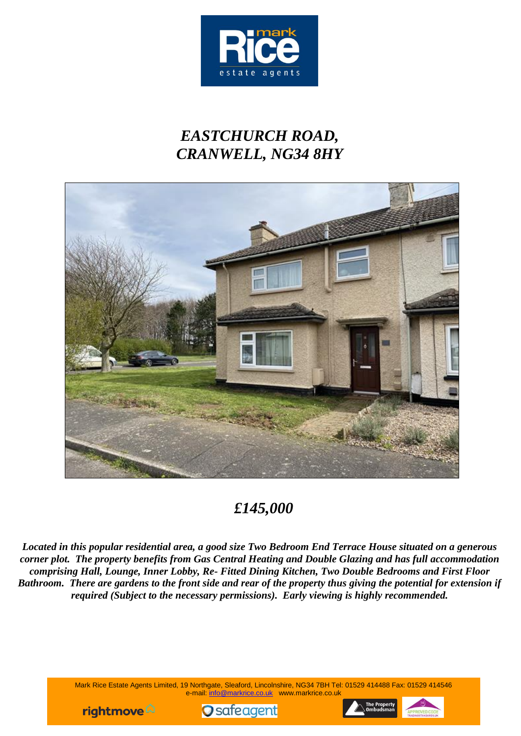# *EASTCHURCH ROAD, CRANWELL, NG34 8HY*

## *£145,000*

***Located in this popular residential area, a good size Two Bedroom End Terrace House situated on a generous corner plot. The property benefits from Gas Central Heating and Double Glazing and has full accommodation comprising Hall, Lounge, Inner Lobby, Re- Fitted Dining Kitchen, Two Double Bedrooms and First Floor Bathroom. There are gardens to the front side and rear of the property thus giving the potential for extension if required (Subject to the necessary permissions). Early viewing is highly recommended.***

Mark Rice Estate Agents Limited, 19 Northgate, Sleaford, Lincolnshire, NG34 7BH Tel: 01529 414488 Fax: 01529 414546
e-mail: info@markrice.co.uk www.markrice.co.uk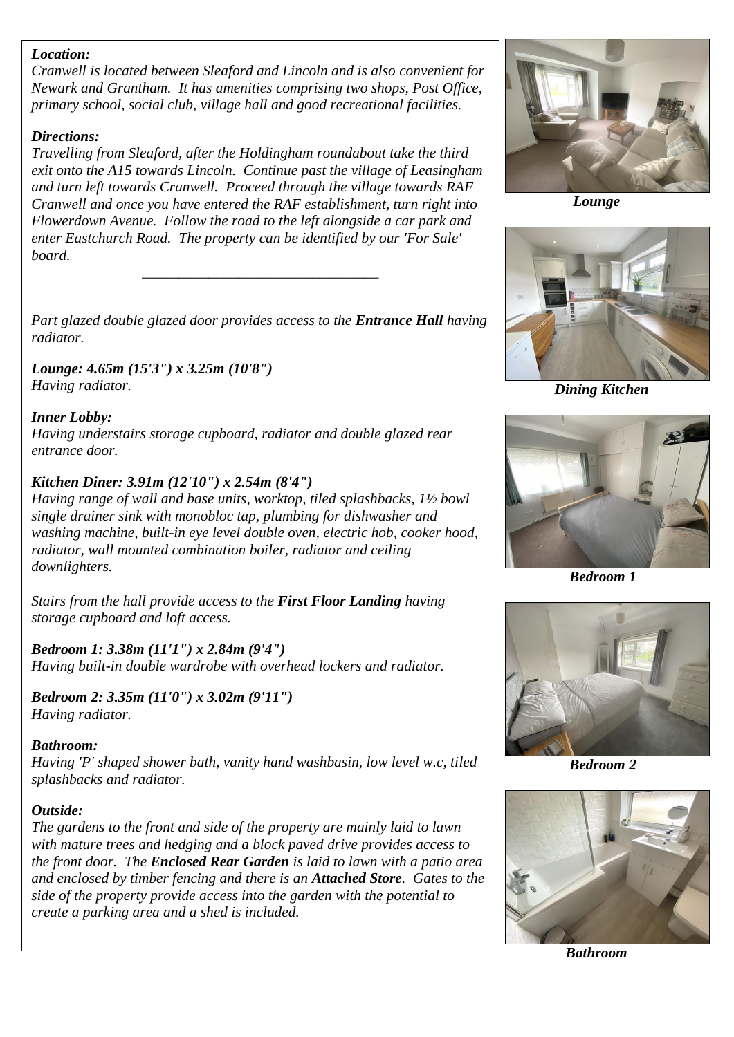***Location:***
*Cranwell is located between Sleaford and Lincoln and is also convenient for Newark and Grantham. It has amenities comprising two shops, Post Office, primary school, social club, village hall and good recreational facilities.*

***Directions:***
*Travelling from Sleaford, after the Holdingham roundabout take the third exit onto the A15 towards Lincoln. Continue past the village of Leasingham and turn left towards Cranwell. Proceed through the village towards RAF Cranwell and once you have entered the RAF establishment, turn right into Flowerdown Avenue. Follow the road to the left alongside a car park and enter Eastchurch Road. The property can be identified by our 'For Sale' board.*

---

*Part glazed double glazed door provides access to the **Entrance Hall** having radiator.*

***Lounge: 4.65m (15'3") x 3.25m (10'8")***
*Having radiator.*

***Inner Lobby:***
*Having understairs storage cupboard, radiator and double glazed rear entrance door.*

***Kitchen Diner: 3.91m (12'10") x 2.54m (8'4")***
*Having range of wall and base units, worktop, tiled splashbacks, 1½ bowl single drainer sink with monobloc tap, plumbing for dishwasher and washing machine, built-in eye level double oven, electric hob, cooker hood, radiator, wall mounted combination boiler, radiator and ceiling downlighters.*

*Stairs from the hall provide access to the **First Floor Landing** having storage cupboard and loft access.*

***Bedroom 1: 3.38m (11'1") x 2.84m (9'4")***
*Having built-in double wardrobe with overhead lockers and radiator.*

***Bedroom 2: 3.35m (11'0") x 3.02m (9'11")***
*Having radiator.*

***Bathroom:***
*Having 'P' shaped shower bath, vanity hand washbasin, low level w.c, tiled splashbacks and radiator.*

***Outside:***
*The gardens to the front and side of the property are mainly laid to lawn with mature trees and hedging and a block paved drive provides access to the front door. The **Enclosed Rear Garden** is laid to lawn with a patio area and enclosed by timber fencing and there is an **Attached Store**. Gates to the side of the property provide access into the garden with the potential to create a parking area and a shed is included.*

***Lounge***

***Dining Kitchen***

***Bedroom 1***

***Bedroom 2***

***Bathroom***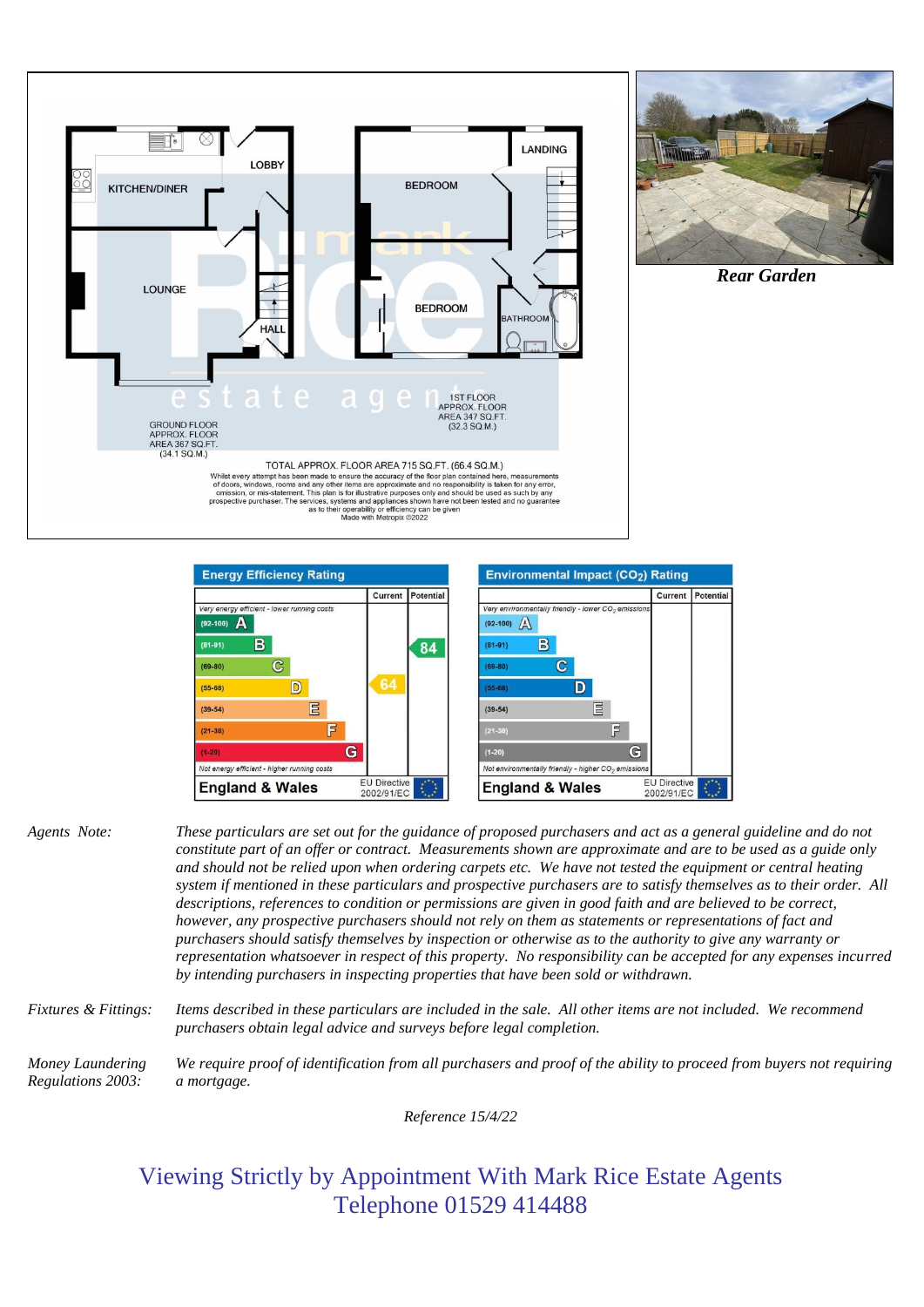KITCHEN/DINER

LOBBY

LOUNGE

HALL

GROUND FLOOR
APPROX. FLOOR
AREA 367 SQ.FT.
(34.1 SQ.M.)

LANDING

BEDROOM

BEDROOM

BATHROOM

1ST FLOOR
APPROX. FLOOR
AREA 347 SQ.FT.
(32.3 SQ.M.)

TOTAL APPROX. FLOOR AREA 715 SQ.FT. (66.4 SQ.M.)

Whilst every attempt has been made to ensure the accuracy of the floor plan contained here, measurements of doors, windows, rooms and any other items are approximate and no responsibility is taken for any error, omission, or mis-statement. This plan is for illustrative purposes only and should be used as such by any prospective purchaser. The services, systems and appliances shown have not been tested and no guarantee as to their operability or efficiency can be given

Made with Metropix ©2022

***Rear Garden***

**Energy Efficiency Rating**

Current | Potential

Very energy efficient - lower running costs

(92-100) A

(81-91) B

(69-80) C

(55-68) D

(39-54) E

(21-38) F

(1-20) G

Not energy efficient - higher running costs

Current: 64

Potential: 84

England & Wales — EU Directive 2002/91/EC

**Environmental Impact ($CO_2$) Rating**

Current | Potential

Very environmentally friendly - lower $CO_2$ emissions

(92-100) A

(81-91) B

(69-80) C

(55-68) D

(39-54) E

(21-38) F

(1-20) G

Not environmentally friendly - higher $CO_2$ emissions

England & Wales — EU Directive 2002/91/EC

*Agents Note:* *These particulars are set out for the guidance of proposed purchasers and act as a general guideline and do not constitute part of an offer or contract. Measurements shown are approximate and are to be used as a guide only and should not be relied upon when ordering carpets etc. We have not tested the equipment or central heating system if mentioned in these particulars and prospective purchasers are to satisfy themselves as to their order. All descriptions, references to condition or permissions are given in good faith and are believed to be correct, however, any prospective purchasers should not rely on them as statements or representations of fact and purchasers should satisfy themselves by inspection or otherwise as to the authority to give any warranty or representation whatsoever in respect of this property. No responsibility can be accepted for any expenses incurred by intending purchasers in inspecting properties that have been sold or withdrawn.*

*Fixtures & Fittings:* *Items described in these particulars are included in the sale. All other items are not included. We recommend purchasers obtain legal advice and surveys before legal completion.*

*Money Laundering Regulations 2003:* *We require proof of identification from all purchasers and proof of the ability to proceed from buyers not requiring a mortgage.*

*Reference 15/4/22*

Viewing Strictly by Appointment With Mark Rice Estate Agents
Telephone 01529 414488